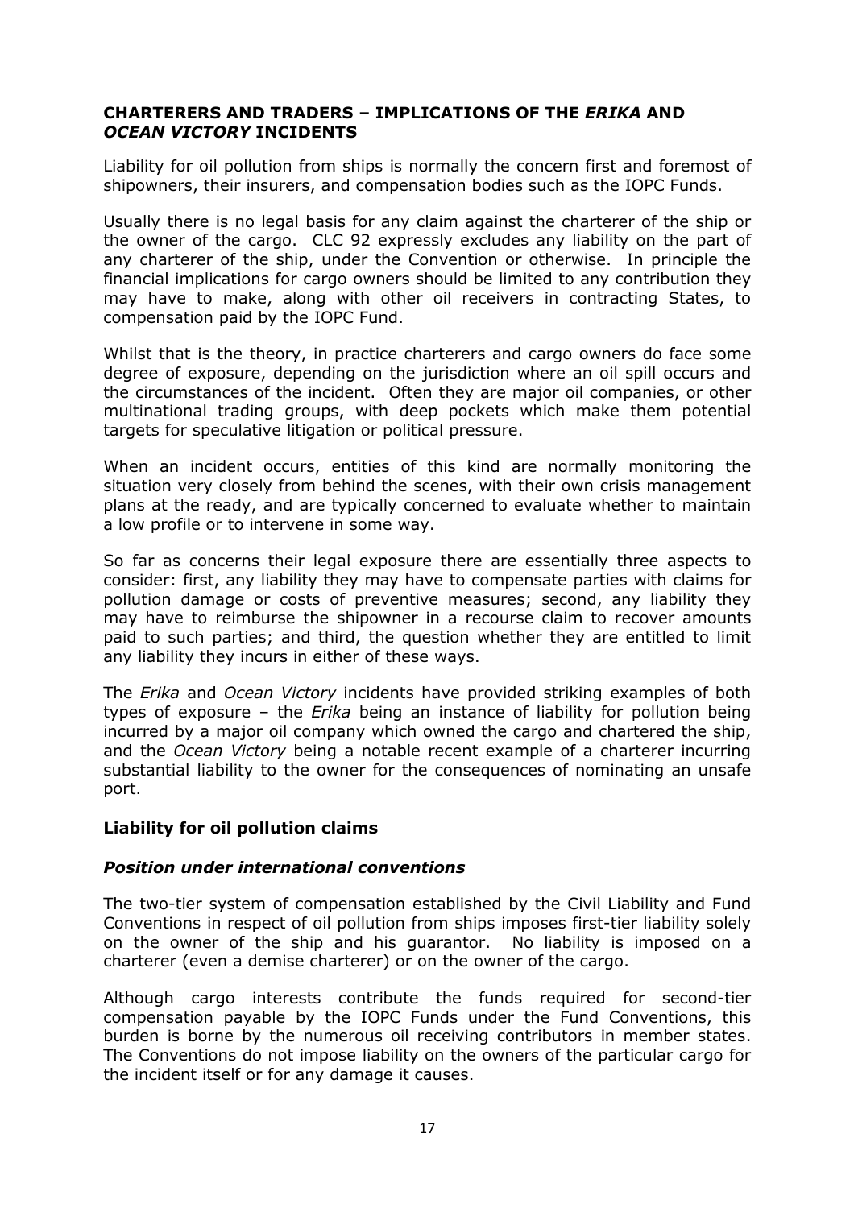## CHARTERERS AND TRADERS – IMPLICATIONS OF THE *ERIKA* AND *OCEAN VICTORY* INCIDENTS

Liability for oil pollution from ships is normally the concern first and foremost of shipowners, their insurers, and compensation bodies such as the IOPC Funds.

Usually there is no legal basis for any claim against the charterer of the ship or the owner of the cargo. CLC 92 expressly excludes any liability on the part of any charterer of the ship, under the Convention or otherwise. In principle the financial implications for cargo owners should be limited to any contribution they may have to make, along with other oil receivers in contracting States, to compensation paid by the IOPC Fund.

Whilst that is the theory, in practice charterers and cargo owners do face some degree of exposure, depending on the jurisdiction where an oil spill occurs and the circumstances of the incident. Often they are major oil companies, or other multinational trading groups, with deep pockets which make them potential targets for speculative litigation or political pressure.

When an incident occurs, entities of this kind are normally monitoring the situation very closely from behind the scenes, with their own crisis management plans at the ready, and are typically concerned to evaluate whether to maintain a low profile or to intervene in some way.

So far as concerns their legal exposure there are essentially three aspects to consider: first, any liability they may have to compensate parties with claims for pollution damage or costs of preventive measures; second, any liability they may have to reimburse the shipowner in a recourse claim to recover amounts paid to such parties; and third, the question whether they are entitled to limit any liability they incur in either of these ways.

The *Erika* and *Ocean Victory* incidents have provided striking examples of both types of exposure – the *Erika* being an instance of liability for pollution being incurred by a major oil company which owned the cargo and chartered the ship, and the *Ocean Victory* being a notable recent example of a charterer incurring substantial liability to the owner for the consequences of nominating an unsafe port.

### Liability for oil pollution claims

#### *Position under international conventions*

The two-tier system of compensation established by the Civil Liability and Fund Conventions in respect of oil pollution from ships imposes first-tier liability solely on the owner of the ship and his guarantor. No liability is imposed on a charterer (even a demise charterer) or on the owner of the cargo.

Although cargo interests contribute the funds required for second-tier compensation payable by the IOPC Funds under the Fund Conventions, this burden is borne by the numerous oil receiving contributors in member states. The Conventions do not impose liability on the owners of the particular cargo for the incident itself or for any damage it causes.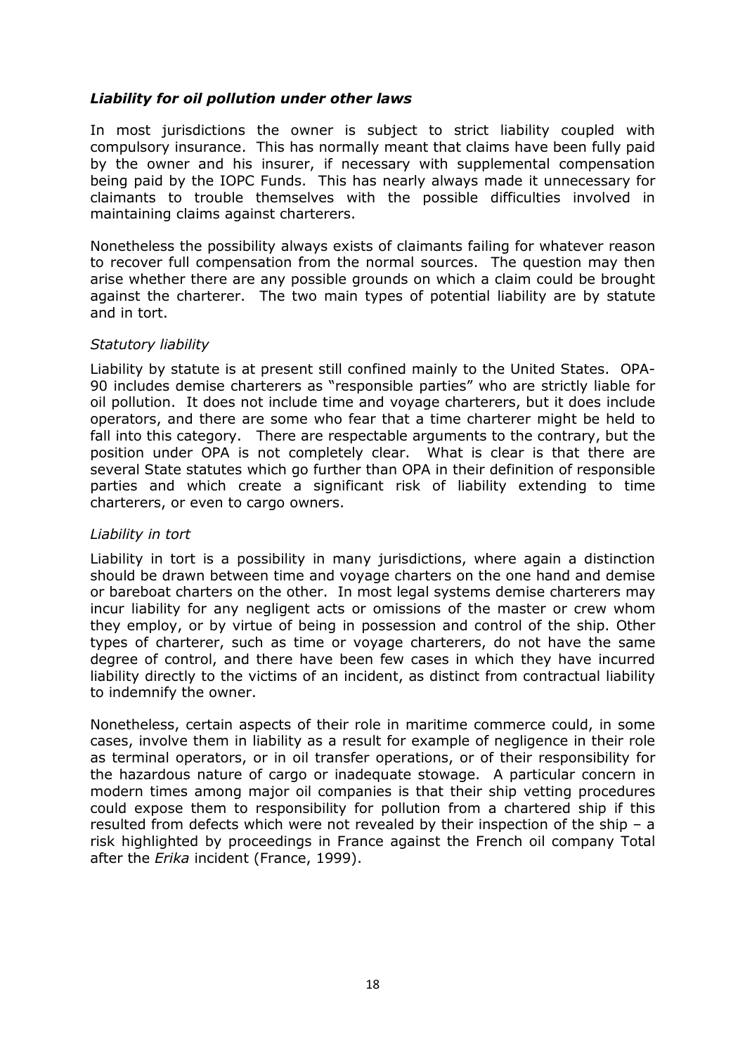### *Liability for oil pollution under other laws*

In most jurisdictions the owner is subject to strict liability coupled with compulsory insurance. This has normally meant that claims have been fully paid by the owner and his insurer, if necessary with supplemental compensation being paid by the IOPC Funds. This has nearly always made it unnecessary for claimants to trouble themselves with the possible difficulties involved in maintaining claims against charterers.

Nonetheless the possibility always exists of claimants failing for whatever reason to recover full compensation from the normal sources. The question may then arise whether there are any possible grounds on which a claim could be brought against the charterer. The two main types of potential liability are by statute and in tort.

#### *Statutory liability*

Liability by statute is at present still confined mainly to the United States. OPA-90 includes demise charterers as "responsible parties" who are strictly liable for oil pollution. It does not include time and voyage charterers, but it does include operators, and there are some who fear that a time charterer might be held to fall into this category. There are respectable arguments to the contrary, but the position under OPA is not completely clear. What is clear is that there are several State statutes which go further than OPA in their definition of responsible parties and which create a significant risk of liability extending to time charterers, or even to cargo owners.

#### *Liability in tort*

Liability in tort is a possibility in many jurisdictions, where again a distinction should be drawn between time and voyage charters on the one hand and demise or bareboat charters on the other. In most legal systems demise charterers may incur liability for any negligent acts or omissions of the master or crew whom they employ, or by virtue of being in possession and control of the ship. Other types of charterer, such as time or voyage charterers, do not have the same degree of control, and there have been few cases in which they have incurred liability directly to the victims of an incident, as distinct from contractual liability to indemnify the owner.

Nonetheless, certain aspects of their role in maritime commerce could, in some cases, involve them in liability as a result for example of negligence in their role as terminal operators, or in oil transfer operations, or of their responsibility for the hazardous nature of cargo or inadequate stowage. A particular concern in modern times among major oil companies is that their ship vetting procedures could expose them to responsibility for pollution from a chartered ship if this resulted from defects which were not revealed by their inspection of the ship – a risk highlighted by proceedings in France against the French oil company Total after the *Erika* incident (France, 1999).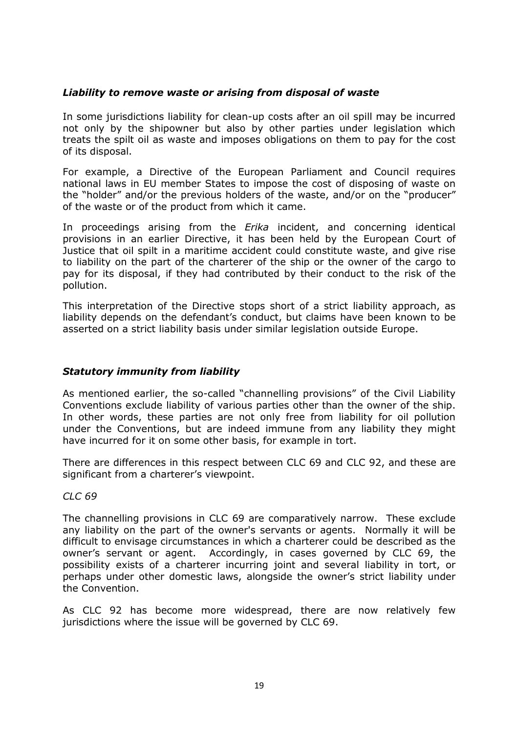### *Liability to remove waste or arising from disposal of waste*

In some jurisdictions liability for clean-up costs after an oil spill may be incurred not only by the shipowner but also by other parties under legislation which treats the spilt oil as waste and imposes obligations on them to pay for the cost of its disposal.

For example, a Directive of the European Parliament and Council requires national laws in EU member States to impose the cost of disposing of waste on the "holder" and/or the previous holders of the waste, and/or on the "producer" of the waste or of the product from which it came.

In proceedings arising from the *Erika* incident, and concerning identical provisions in an earlier Directive, it has been held by the European Court of Justice that oil spilt in a maritime accident could constitute waste, and give rise to liability on the part of the charterer of the ship or the owner of the cargo to pay for its disposal, if they had contributed by their conduct to the risk of the pollution.

This interpretation of the Directive stops short of a strict liability approach, as liability depends on the defendant's conduct, but claims have been known to be asserted on a strict liability basis under similar legislation outside Europe.

### *Statutory immunity from liability*

As mentioned earlier, the so-called "channelling provisions" of the Civil Liability Conventions exclude liability of various parties other than the owner of the ship. In other words, these parties are not only free from liability for oil pollution under the Conventions, but are indeed immune from any liability they might have incurred for it on some other basis, for example in tort.

There are differences in this respect between CLC 69 and CLC 92, and these are significant from a charterer's viewpoint.

*CLC 69*

The channelling provisions in CLC 69 are comparatively narrow. These exclude any liability on the part of the owner's servants or agents. Normally it will be difficult to envisage circumstances in which a charterer could be described as the owner's servant or agent. Accordingly, in cases governed by CLC 69, the possibility exists of a charterer incurring joint and several liability in tort, or perhaps under other domestic laws, alongside the owner's strict liability under the Convention.

As CLC 92 has become more widespread, there are now relatively few jurisdictions where the issue will be governed by CLC 69.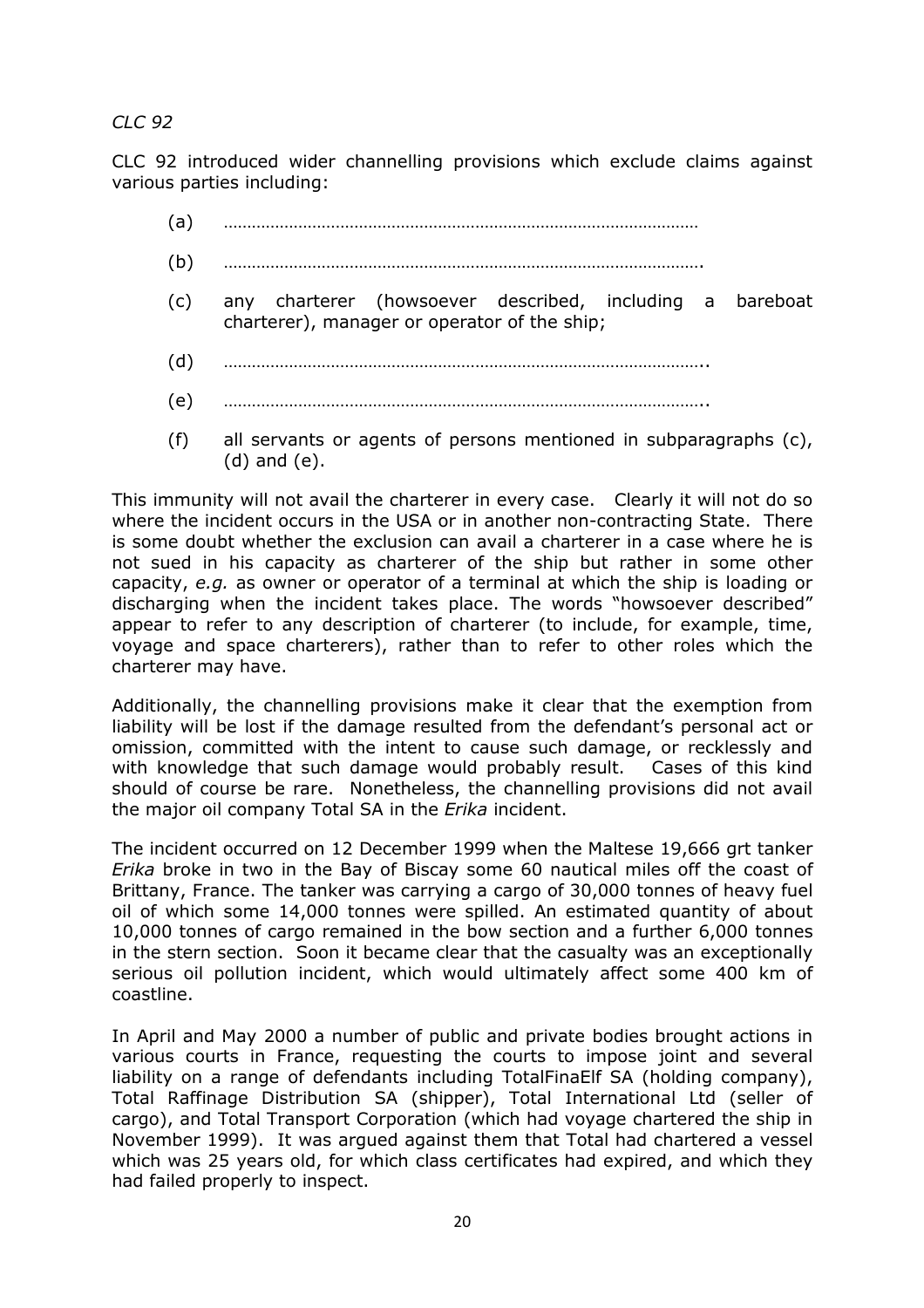*CLC 92*

CLC 92 introduced wider channelling provisions which exclude claims against various parties including:

(a) …………………………………………………………………………………………

(b) …………………………………………………………………………………………

(c) any charterer (howsoever described, including a bareboat charterer), manager or operator of the ship;

(d) …………………………………………………………………………………………

(e) …………………………………………………………………………………………

(f) all servants or agents of persons mentioned in subparagraphs (c), (d) and (e).

This immunity will not avail the charterer in every case. Clearly it will not do so where the incident occurs in the USA or in another non-contracting State. There is some doubt whether the exclusion can avail a charterer in a case where he is not sued in his capacity as charterer of the ship but rather in some other capacity, *e.g.* as owner or operator of a terminal at which the ship is loading or discharging when the incident takes place. The words "howsoever described" appear to refer to any description of charterer (to include, for example, time, voyage and space charterers), rather than to refer to other roles which the charterer may have.

Additionally, the channelling provisions make it clear that the exemption from liability will be lost if the damage resulted from the defendant's personal act or omission, committed with the intent to cause such damage, or recklessly and with knowledge that such damage would probably result. Cases of this kind should of course be rare. Nonetheless, the channelling provisions did not avail the major oil company Total SA in the *Erika* incident.

The incident occurred on 12 December 1999 when the Maltese 19,666 grt tanker *Erika* broke in two in the Bay of Biscay some 60 nautical miles off the coast of Brittany, France. The tanker was carrying a cargo of 30,000 tonnes of heavy fuel oil of which some 14,000 tonnes were spilled. An estimated quantity of about 10,000 tonnes of cargo remained in the bow section and a further 6,000 tonnes in the stern section. Soon it became clear that the casualty was an exceptionally serious oil pollution incident, which would ultimately affect some 400 km of coastline.

In April and May 2000 a number of public and private bodies brought actions in various courts in France, requesting the courts to impose joint and several liability on a range of defendants including TotalFinaElf SA (holding company), Total Raffinage Distribution SA (shipper), Total International Ltd (seller of cargo), and Total Transport Corporation (which had voyage chartered the ship in November 1999). It was argued against them that Total had chartered a vessel which was 25 years old, for which class certificates had expired, and which they had failed properly to inspect.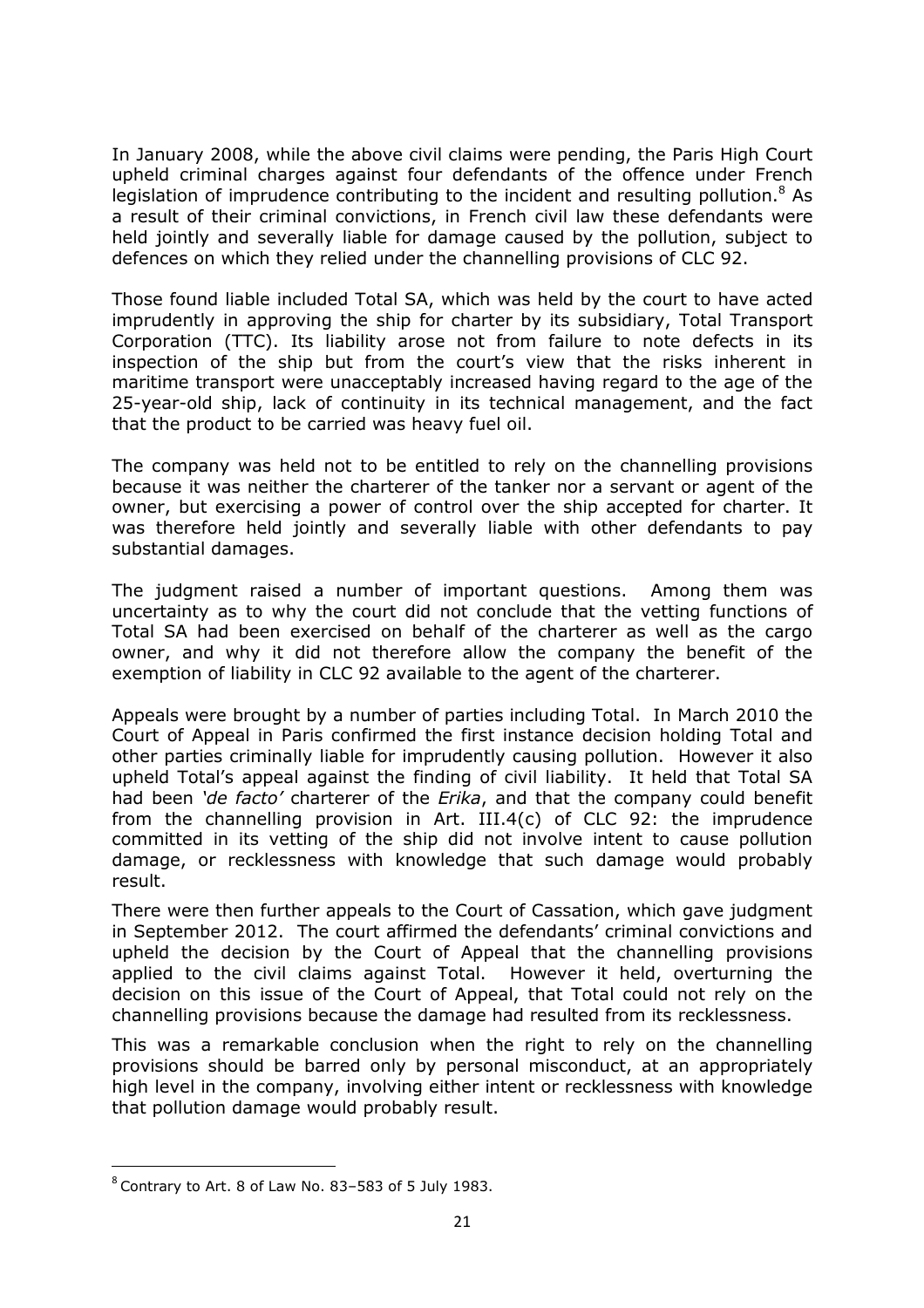In January 2008, while the above civil claims were pending, the Paris High Court upheld criminal charges against four defendants of the offence under French legislation of imprudence contributing to the incident and resulting pollution.[8] As a result of their criminal convictions, in French civil law these defendants were held jointly and severally liable for damage caused by the pollution, subject to defences on which they relied under the channelling provisions of CLC 92.

Those found liable included Total SA, which was held by the court to have acted imprudently in approving the ship for charter by its subsidiary, Total Transport Corporation (TTC). Its liability arose not from failure to note defects in its inspection of the ship but from the court's view that the risks inherent in maritime transport were unacceptably increased having regard to the age of the 25-year-old ship, lack of continuity in its technical management, and the fact that the product to be carried was heavy fuel oil.

The company was held not to be entitled to rely on the channelling provisions because it was neither the charterer of the tanker nor a servant or agent of the owner, but exercising a power of control over the ship accepted for charter. It was therefore held jointly and severally liable with other defendants to pay substantial damages.

The judgment raised a number of important questions. Among them was uncertainty as to why the court did not conclude that the vetting functions of Total SA had been exercised on behalf of the charterer as well as the cargo owner, and why it did not therefore allow the company the benefit of the exemption of liability in CLC 92 available to the agent of the charterer.

Appeals were brought by a number of parties including Total. In March 2010 the Court of Appeal in Paris confirmed the first instance decision holding Total and other parties criminally liable for imprudently causing pollution. However it also upheld Total's appeal against the finding of civil liability. It held that Total SA had been *'de facto'* charterer of the *Erika*, and that the company could benefit from the channelling provision in Art. III.4(c) of CLC 92: the imprudence committed in its vetting of the ship did not involve intent to cause pollution damage, or recklessness with knowledge that such damage would probably result.

There were then further appeals to the Court of Cassation, which gave judgment in September 2012. The court affirmed the defendants' criminal convictions and upheld the decision by the Court of Appeal that the channelling provisions applied to the civil claims against Total. However it held, overturning the decision on this issue of the Court of Appeal, that Total could not rely on the channelling provisions because the damage had resulted from its recklessness.

This was a remarkable conclusion when the right to rely on the channelling provisions should be barred only by personal misconduct, at an appropriately high level in the company, involving either intent or recklessness with knowledge that pollution damage would probably result.

---

[8] Contrary to Art. 8 of Law No. 83–583 of 5 July 1983.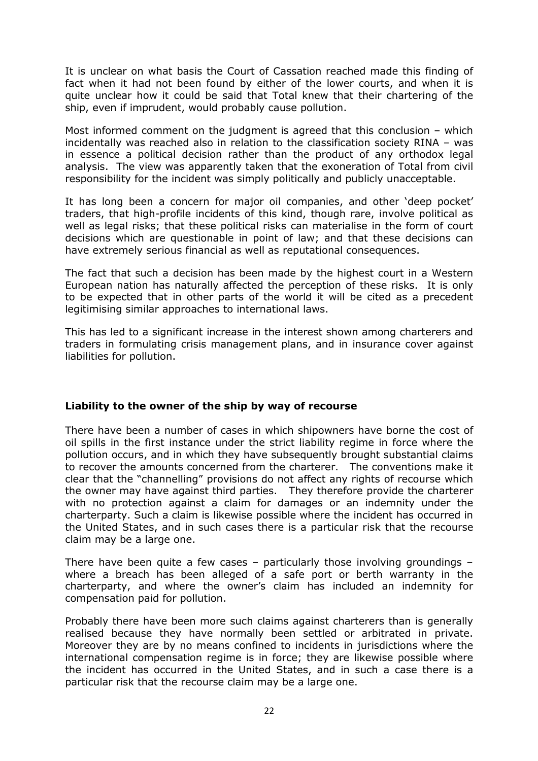It is unclear on what basis the Court of Cassation reached made this finding of fact when it had not been found by either of the lower courts, and when it is quite unclear how it could be said that Total knew that their chartering of the ship, even if imprudent, would probably cause pollution.

Most informed comment on the judgment is agreed that this conclusion – which incidentally was reached also in relation to the classification society RINA – was in essence a political decision rather than the product of any orthodox legal analysis. The view was apparently taken that the exoneration of Total from civil responsibility for the incident was simply politically and publicly unacceptable.

It has long been a concern for major oil companies, and other 'deep pocket' traders, that high-profile incidents of this kind, though rare, involve political as well as legal risks; that these political risks can materialise in the form of court decisions which are questionable in point of law; and that these decisions can have extremely serious financial as well as reputational consequences.

The fact that such a decision has been made by the highest court in a Western European nation has naturally affected the perception of these risks. It is only to be expected that in other parts of the world it will be cited as a precedent legitimising similar approaches to international laws.

This has led to a significant increase in the interest shown among charterers and traders in formulating crisis management plans, and in insurance cover against liabilities for pollution.

## Liability to the owner of the ship by way of recourse

There have been a number of cases in which shipowners have borne the cost of oil spills in the first instance under the strict liability regime in force where the pollution occurs, and in which they have subsequently brought substantial claims to recover the amounts concerned from the charterer. The conventions make it clear that the "channelling" provisions do not affect any rights of recourse which the owner may have against third parties. They therefore provide the charterer with no protection against a claim for damages or an indemnity under the charterparty. Such a claim is likewise possible where the incident has occurred in the United States, and in such cases there is a particular risk that the recourse claim may be a large one.

There have been quite a few cases – particularly those involving groundings – where a breach has been alleged of a safe port or berth warranty in the charterparty, and where the owner's claim has included an indemnity for compensation paid for pollution.

Probably there have been more such claims against charterers than is generally realised because they have normally been settled or arbitrated in private. Moreover they are by no means confined to incidents in jurisdictions where the international compensation regime is in force; they are likewise possible where the incident has occurred in the United States, and in such a case there is a particular risk that the recourse claim may be a large one.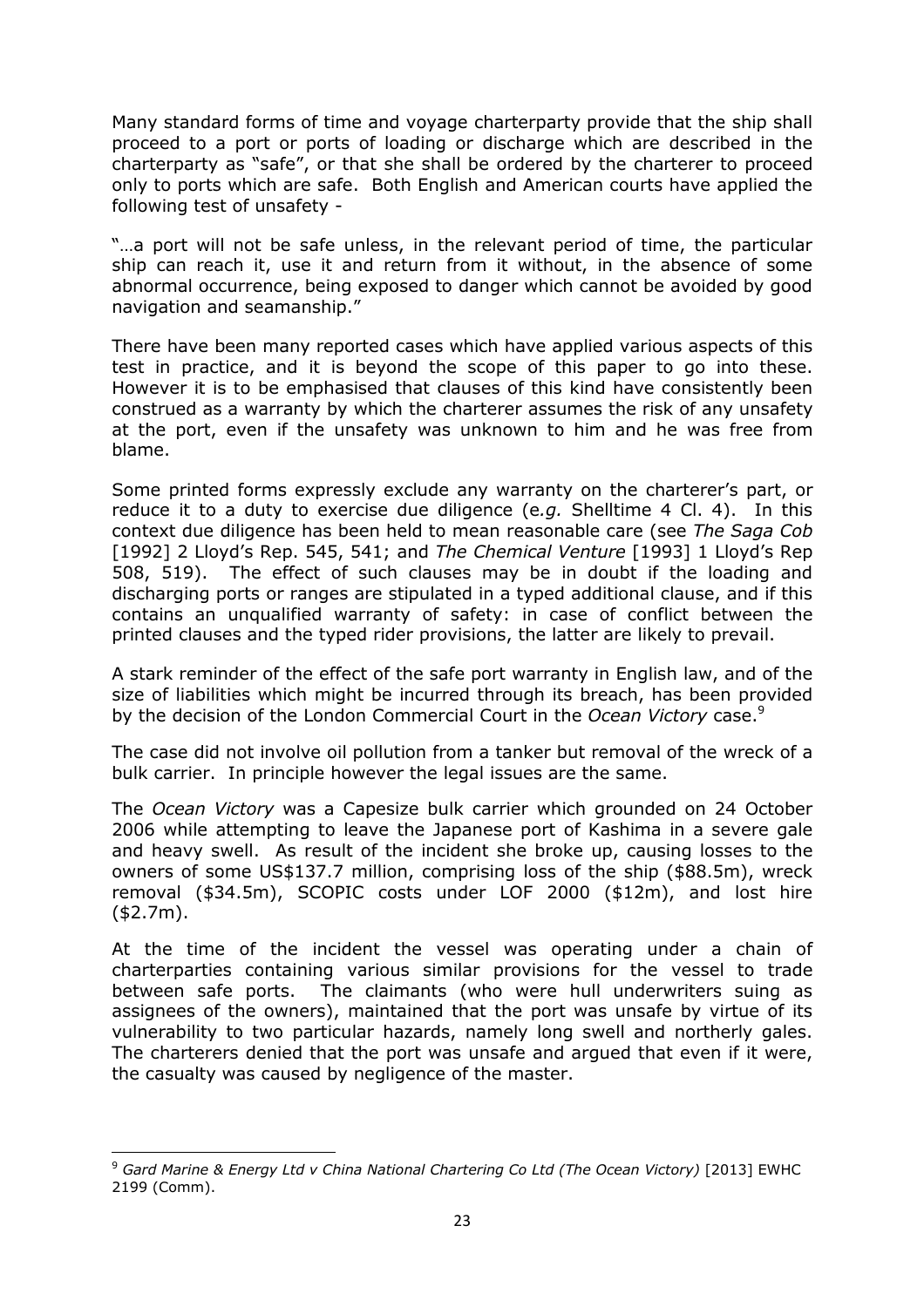Many standard forms of time and voyage charterparty provide that the ship shall proceed to a port or ports of loading or discharge which are described in the charterparty as "safe", or that she shall be ordered by the charterer to proceed only to ports which are safe. Both English and American courts have applied the following test of unsafety -

"…a port will not be safe unless, in the relevant period of time, the particular ship can reach it, use it and return from it without, in the absence of some abnormal occurrence, being exposed to danger which cannot be avoided by good navigation and seamanship."

There have been many reported cases which have applied various aspects of this test in practice, and it is beyond the scope of this paper to go into these. However it is to be emphasised that clauses of this kind have consistently been construed as a warranty by which the charterer assumes the risk of any unsafety at the port, even if the unsafety was unknown to him and he was free from blame.

Some printed forms expressly exclude any warranty on the charterer's part, or reduce it to a duty to exercise due diligence (e*.g.* Shelltime 4 Cl. 4). In this context due diligence has been held to mean reasonable care (see *The Saga Cob* [1992] 2 Lloyd's Rep. 545, 541; and *The Chemical Venture* [1993] 1 Lloyd's Rep 508, 519). The effect of such clauses may be in doubt if the loading and discharging ports or ranges are stipulated in a typed additional clause, and if this contains an unqualified warranty of safety: in case of conflict between the printed clauses and the typed rider provisions, the latter are likely to prevail.

A stark reminder of the effect of the safe port warranty in English law, and of the size of liabilities which might be incurred through its breach, has been provided by the decision of the London Commercial Court in the *Ocean Victory* case.[9]

The case did not involve oil pollution from a tanker but removal of the wreck of a bulk carrier. In principle however the legal issues are the same.

The *Ocean Victory* was a Capesize bulk carrier which grounded on 24 October 2006 while attempting to leave the Japanese port of Kashima in a severe gale and heavy swell. As result of the incident she broke up, causing losses to the owners of some US$137.7 million, comprising loss of the ship ($88.5m), wreck removal ($34.5m), SCOPIC costs under LOF 2000 ($12m), and lost hire ($2.7m).

At the time of the incident the vessel was operating under a chain of charterparties containing various similar provisions for the vessel to trade between safe ports. The claimants (who were hull underwriters suing as assignees of the owners), maintained that the port was unsafe by virtue of its vulnerability to two particular hazards, namely long swell and northerly gales. The charterers denied that the port was unsafe and argued that even if it were, the casualty was caused by negligence of the master.

---

[9] *Gard Marine & Energy Ltd v China National Chartering Co Ltd (The Ocean Victory)* [2013] EWHC 2199 (Comm).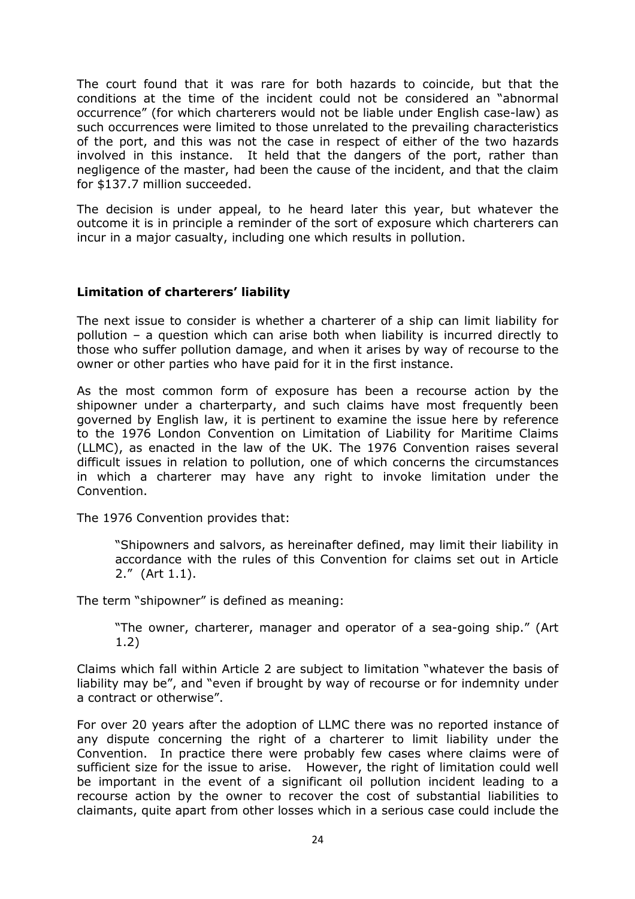The court found that it was rare for both hazards to coincide, but that the conditions at the time of the incident could not be considered an "abnormal occurrence" (for which charterers would not be liable under English case-law) as such occurrences were limited to those unrelated to the prevailing characteristics of the port, and this was not the case in respect of either of the two hazards involved in this instance. It held that the dangers of the port, rather than negligence of the master, had been the cause of the incident, and that the claim for $137.7 million succeeded.

The decision is under appeal, to he heard later this year, but whatever the outcome it is in principle a reminder of the sort of exposure which charterers can incur in a major casualty, including one which results in pollution.

## Limitation of charterers' liability

The next issue to consider is whether a charterer of a ship can limit liability for pollution – a question which can arise both when liability is incurred directly to those who suffer pollution damage, and when it arises by way of recourse to the owner or other parties who have paid for it in the first instance.

As the most common form of exposure has been a recourse action by the shipowner under a charterparty, and such claims have most frequently been governed by English law, it is pertinent to examine the issue here by reference to the 1976 London Convention on Limitation of Liability for Maritime Claims (LLMC), as enacted in the law of the UK. The 1976 Convention raises several difficult issues in relation to pollution, one of which concerns the circumstances in which a charterer may have any right to invoke limitation under the Convention.

The 1976 Convention provides that:

> "Shipowners and salvors, as hereinafter defined, may limit their liability in accordance with the rules of this Convention for claims set out in Article 2." (Art 1.1).

The term "shipowner" is defined as meaning:

> "The owner, charterer, manager and operator of a sea-going ship." (Art 1.2)

Claims which fall within Article 2 are subject to limitation "whatever the basis of liability may be", and "even if brought by way of recourse or for indemnity under a contract or otherwise".

For over 20 years after the adoption of LLMC there was no reported instance of any dispute concerning the right of a charterer to limit liability under the Convention. In practice there were probably few cases where claims were of sufficient size for the issue to arise. However, the right of limitation could well be important in the event of a significant oil pollution incident leading to a recourse action by the owner to recover the cost of substantial liabilities to claimants, quite apart from other losses which in a serious case could include the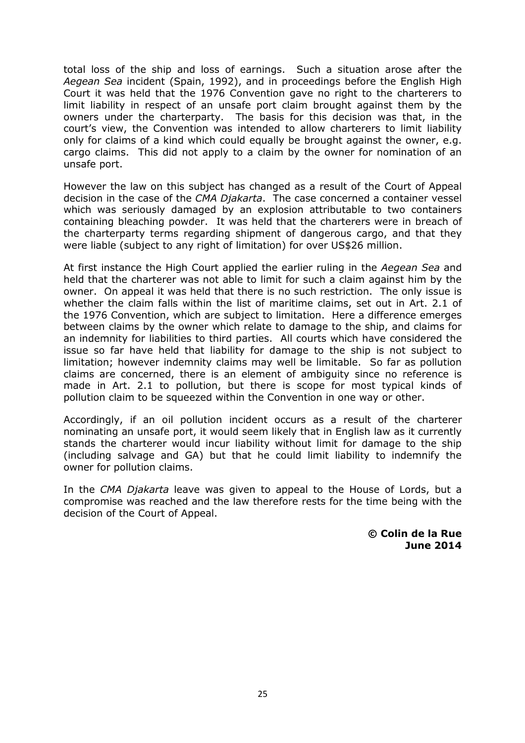total loss of the ship and loss of earnings. Such a situation arose after the *Aegean Sea* incident (Spain, 1992), and in proceedings before the English High Court it was held that the 1976 Convention gave no right to the charterers to limit liability in respect of an unsafe port claim brought against them by the owners under the charterparty. The basis for this decision was that, in the court's view, the Convention was intended to allow charterers to limit liability only for claims of a kind which could equally be brought against the owner, e.g. cargo claims. This did not apply to a claim by the owner for nomination of an unsafe port.

However the law on this subject has changed as a result of the Court of Appeal decision in the case of the *CMA Djakarta*. The case concerned a container vessel which was seriously damaged by an explosion attributable to two containers containing bleaching powder. It was held that the charterers were in breach of the charterparty terms regarding shipment of dangerous cargo, and that they were liable (subject to any right of limitation) for over US$26 million.

At first instance the High Court applied the earlier ruling in the *Aegean Sea* and held that the charterer was not able to limit for such a claim against him by the owner. On appeal it was held that there is no such restriction. The only issue is whether the claim falls within the list of maritime claims, set out in Art. 2.1 of the 1976 Convention, which are subject to limitation. Here a difference emerges between claims by the owner which relate to damage to the ship, and claims for an indemnity for liabilities to third parties. All courts which have considered the issue so far have held that liability for damage to the ship is not subject to limitation; however indemnity claims may well be limitable. So far as pollution claims are concerned, there is an element of ambiguity since no reference is made in Art. 2.1 to pollution, but there is scope for most typical kinds of pollution claim to be squeezed within the Convention in one way or other.

Accordingly, if an oil pollution incident occurs as a result of the charterer nominating an unsafe port, it would seem likely that in English law as it currently stands the charterer would incur liability without limit for damage to the ship (including salvage and GA) but that he could limit liability to indemnify the owner for pollution claims.

In the *CMA Djakarta* leave was given to appeal to the House of Lords, but a compromise was reached and the law therefore rests for the time being with the decision of the Court of Appeal.

**© Colin de la Rue**
**June 2014**